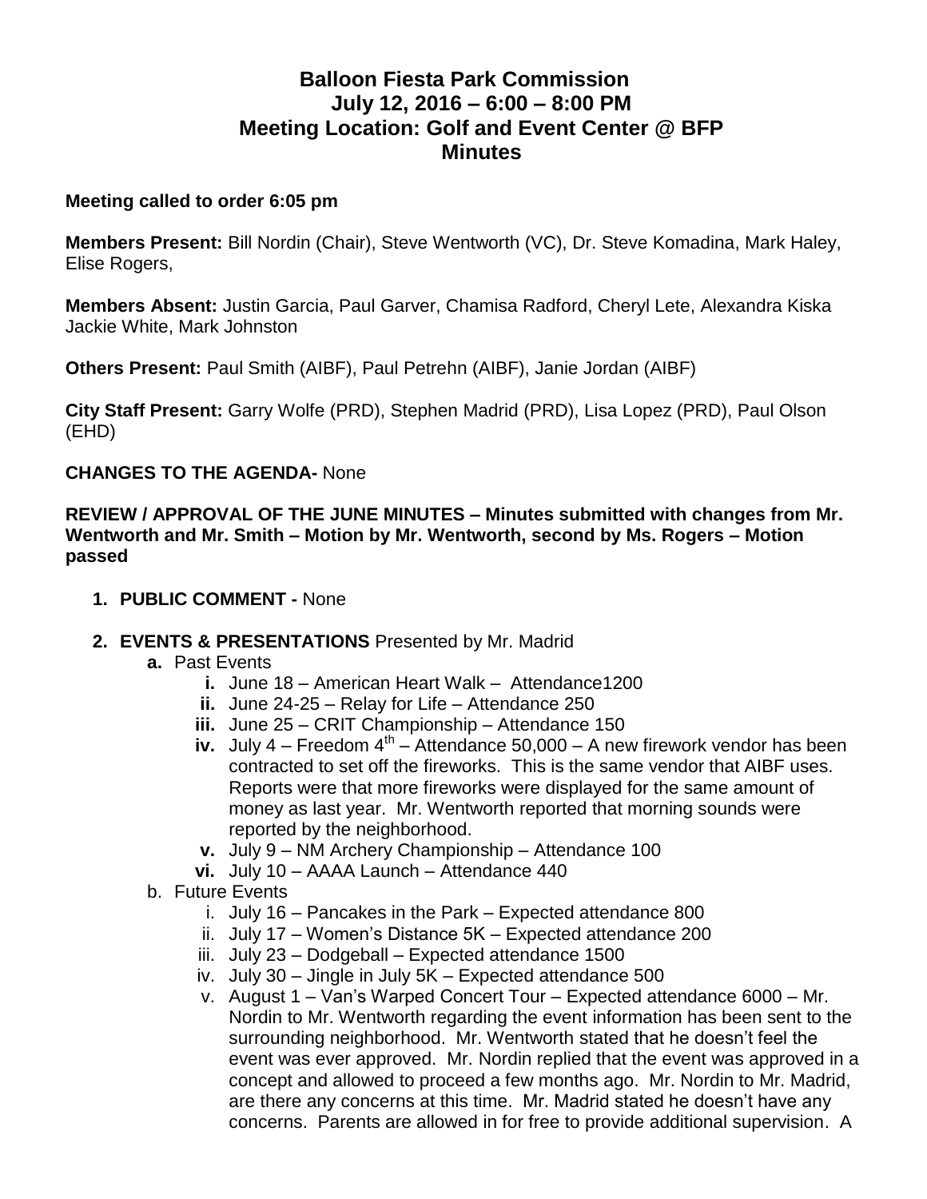# Balloon Fiesta Park Commission
## July 12, 2016 – 6:00 – 8:00 PM
## Meeting Location: Golf and Event Center @ BFP
## Minutes

**Meeting called to order 6:05 pm**

**Members Present:** Bill Nordin (Chair), Steve Wentworth (VC), Dr. Steve Komadina, Mark Haley, Elise Rogers,

**Members Absent:** Justin Garcia, Paul Garver, Chamisa Radford, Cheryl Lete, Alexandra Kiska Jackie White, Mark Johnston

**Others Present:** Paul Smith (AIBF), Paul Petrehn (AIBF), Janie Jordan (AIBF)

**City Staff Present:** Garry Wolfe (PRD), Stephen Madrid (PRD), Lisa Lopez (PRD), Paul Olson (EHD)

**CHANGES TO THE AGENDA-** None

**REVIEW / APPROVAL OF THE JUNE MINUTES – Minutes submitted with changes from Mr. Wentworth and Mr. Smith – Motion by Mr. Wentworth, second by Ms. Rogers – Motion passed**

1. **PUBLIC COMMENT -** None

2. **EVENTS & PRESENTATIONS** Presented by Mr. Madrid
   - **a.** Past Events
     - **i.** June 18 – American Heart Walk – Attendance1200
     - **ii.** June 24-25 – Relay for Life – Attendance 250
     - **iii.** June 25 – CRIT Championship – Attendance 150
     - **iv.** July 4 – Freedom 4th – Attendance 50,000 – A new firework vendor has been contracted to set off the fireworks. This is the same vendor that AIBF uses. Reports were that more fireworks were displayed for the same amount of money as last year. Mr. Wentworth reported that morning sounds were reported by the neighborhood.
     - **v.** July 9 – NM Archery Championship – Attendance 100
     - **vi.** July 10 – AAAA Launch – Attendance 440
   - b. Future Events
     - i. July 16 – Pancakes in the Park – Expected attendance 800
     - ii. July 17 – Women's Distance 5K – Expected attendance 200
     - iii. July 23 – Dodgeball – Expected attendance 1500
     - iv. July 30 – Jingle in July 5K – Expected attendance 500
     - v. August 1 – Van's Warped Concert Tour – Expected attendance 6000 – Mr. Nordin to Mr. Wentworth regarding the event information has been sent to the surrounding neighborhood. Mr. Wentworth stated that he doesn't feel the event was ever approved. Mr. Nordin replied that the event was approved in a concept and allowed to proceed a few months ago. Mr. Nordin to Mr. Madrid, are there any concerns at this time. Mr. Madrid stated he doesn't have any concerns. Parents are allowed in for free to provide additional supervision. A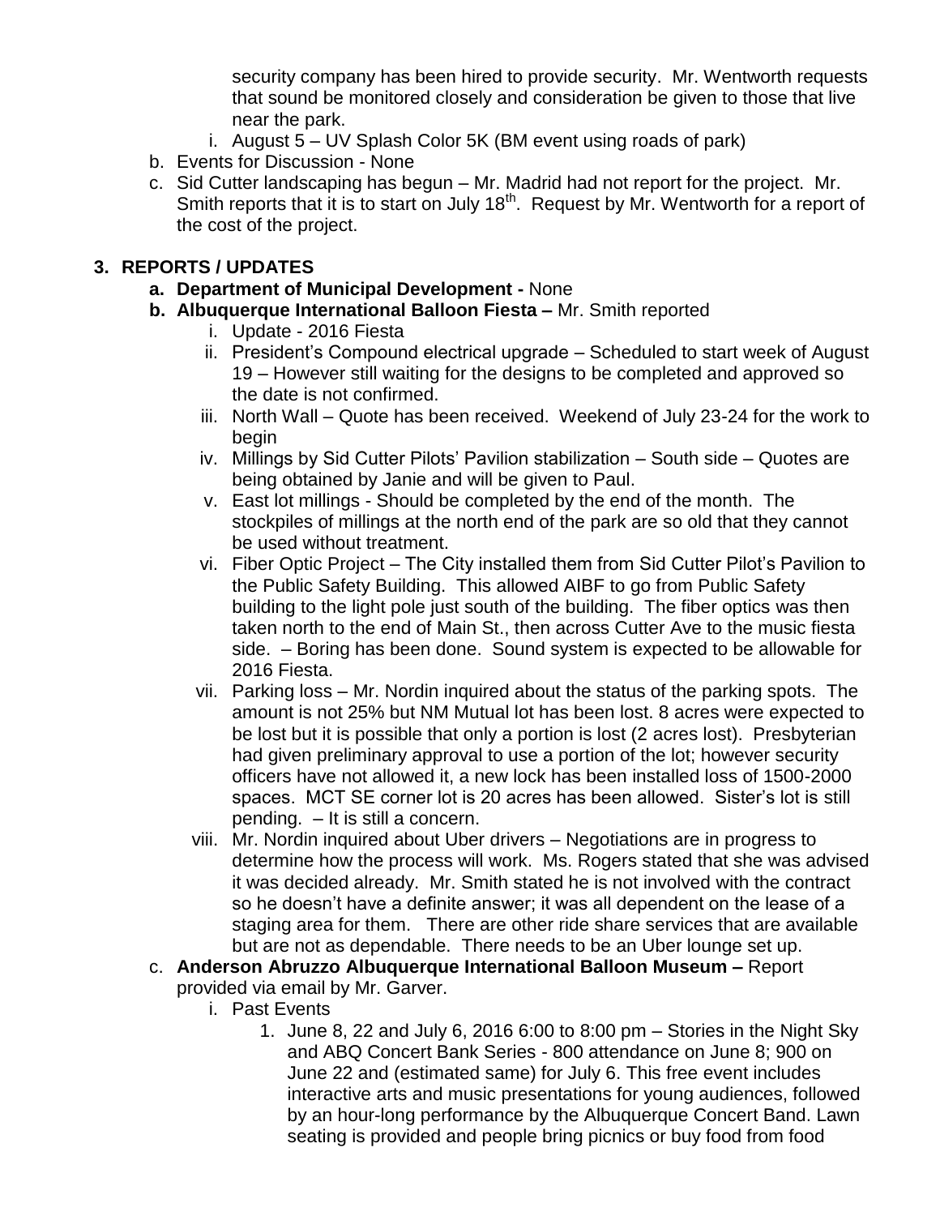security company has been hired to provide security. Mr. Wentworth requests that sound be monitored closely and consideration be given to those that live near the park.

   i. August 5 – UV Splash Color 5K (BM event using roads of park)

b. Events for Discussion - None
c. Sid Cutter landscaping has begun – Mr. Madrid had not report for the project. Mr. Smith reports that it is to start on July 18th. Request by Mr. Wentworth for a report of the cost of the project.

## 3. REPORTS / UPDATES

**a. Department of Municipal Development -** None

**b. Albuquerque International Balloon Fiesta –** Mr. Smith reported

   i. Update - 2016 Fiesta
   ii. President's Compound electrical upgrade – Scheduled to start week of August 19 – However still waiting for the designs to be completed and approved so the date is not confirmed.
   iii. North Wall – Quote has been received. Weekend of July 23-24 for the work to begin
   iv. Millings by Sid Cutter Pilots' Pavilion stabilization – South side – Quotes are being obtained by Janie and will be given to Paul.
   v. East lot millings - Should be completed by the end of the month. The stockpiles of millings at the north end of the park are so old that they cannot be used without treatment.
   vi. Fiber Optic Project – The City installed them from Sid Cutter Pilot's Pavilion to the Public Safety Building. This allowed AIBF to go from Public Safety building to the light pole just south of the building. The fiber optics was then taken north to the end of Main St., then across Cutter Ave to the music fiesta side. – Boring has been done. Sound system is expected to be allowable for 2016 Fiesta.
   vii. Parking loss – Mr. Nordin inquired about the status of the parking spots. The amount is not 25% but NM Mutual lot has been lost. 8 acres were expected to be lost but it is possible that only a portion is lost (2 acres lost). Presbyterian had given preliminary approval to use a portion of the lot; however security officers have not allowed it, a new lock has been installed loss of 1500-2000 spaces. MCT SE corner lot is 20 acres has been allowed. Sister's lot is still pending. – It is still a concern.
   viii. Mr. Nordin inquired about Uber drivers – Negotiations are in progress to determine how the process will work. Ms. Rogers stated that she was advised it was decided already. Mr. Smith stated he is not involved with the contract so he doesn't have a definite answer; it was all dependent on the lease of a staging area for them. There are other ride share services that are available but are not as dependable. There needs to be an Uber lounge set up.

c. **Anderson Abruzzo Albuquerque International Balloon Museum –** Report provided via email by Mr. Garver.

   i. Past Events
      1. June 8, 22 and July 6, 2016 6:00 to 8:00 pm – Stories in the Night Sky and ABQ Concert Bank Series - 800 attendance on June 8; 900 on June 22 and (estimated same) for July 6. This free event includes interactive arts and music presentations for young audiences, followed by an hour-long performance by the Albuquerque Concert Band. Lawn seating is provided and people bring picnics or buy food from food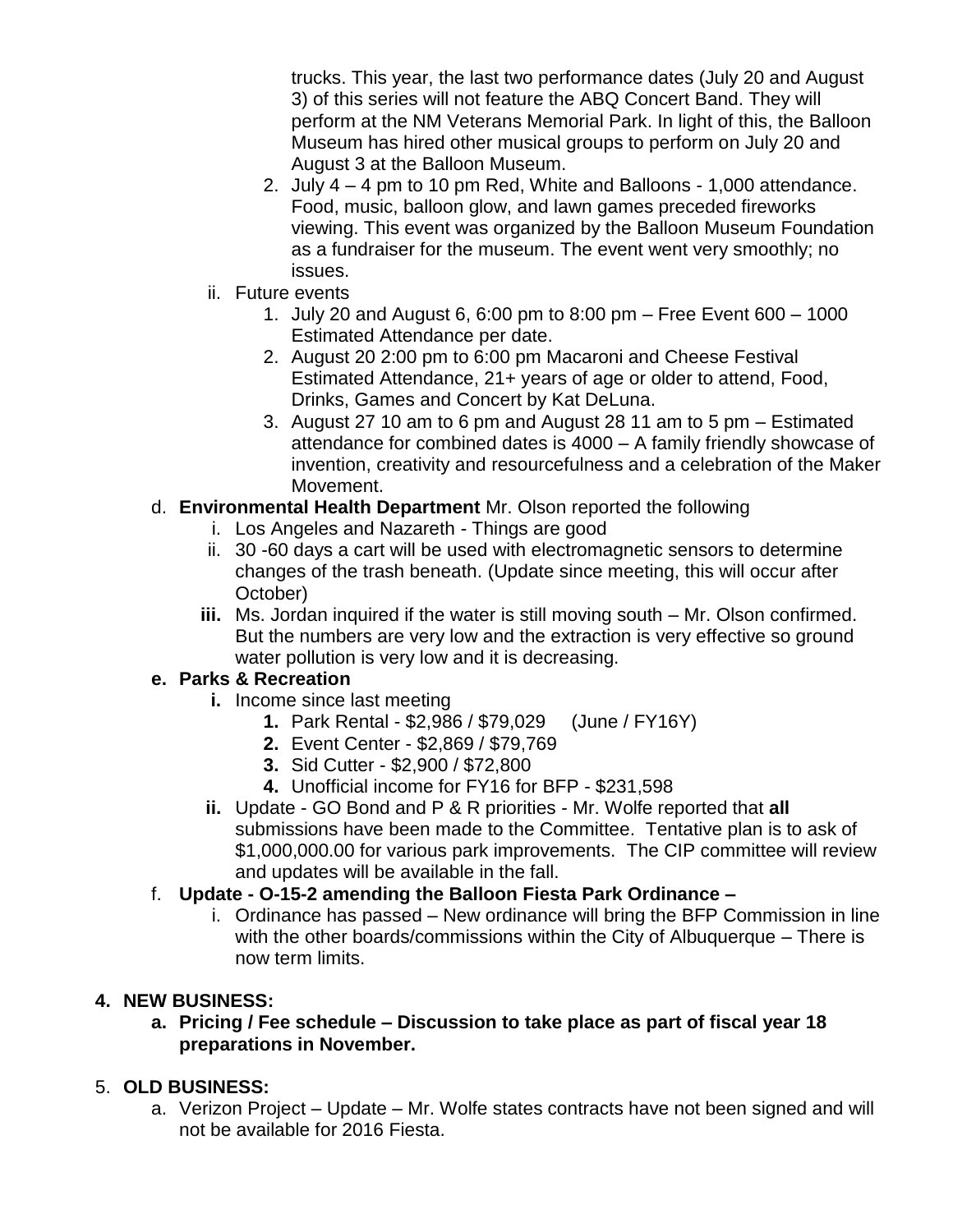trucks. This year, the last two performance dates (July 20 and August 3) of this series will not feature the ABQ Concert Band. They will perform at the NM Veterans Memorial Park. In light of this, the Balloon Museum has hired other musical groups to perform on July 20 and August 3 at the Balloon Museum.

2. July 4 – 4 pm to 10 pm Red, White and Balloons - 1,000 attendance. Food, music, balloon glow, and lawn games preceded fireworks viewing. This event was organized by the Balloon Museum Foundation as a fundraiser for the museum. The event went very smoothly; no issues.

ii. Future events

1. July 20 and August 6, 6:00 pm to 8:00 pm – Free Event 600 – 1000 Estimated Attendance per date.
2. August 20 2:00 pm to 6:00 pm Macaroni and Cheese Festival Estimated Attendance, 21+ years of age or older to attend, Food, Drinks, Games and Concert by Kat DeLuna.
3. August 27 10 am to 6 pm and August 28 11 am to 5 pm – Estimated attendance for combined dates is 4000 – A family friendly showcase of invention, creativity and resourcefulness and a celebration of the Maker Movement.

d. **Environmental Health Department** Mr. Olson reported the following

i. Los Angeles and Nazareth - Things are good

ii. 30 -60 days a cart will be used with electromagnetic sensors to determine changes of the trash beneath. (Update since meeting, this will occur after October)

**iii.** Ms. Jordan inquired if the water is still moving south – Mr. Olson confirmed. But the numbers are very low and the extraction is very effective so ground water pollution is very low and it is decreasing.

**e. Parks & Recreation**

**i.** Income since last meeting

**1.** Park Rental - $2,986 / $79,029 (June / FY16Y)

**2.** Event Center - $2,869 / $79,769

**3.** Sid Cutter - $2,900 / $72,800

**4.** Unofficial income for FY16 for BFP - $231,598

**ii.** Update - GO Bond and P & R priorities - Mr. Wolfe reported that **all** submissions have been made to the Committee. Tentative plan is to ask of $1,000,000.00 for various park improvements. The CIP committee will review and updates will be available in the fall.

f. **Update - O-15-2 amending the Balloon Fiesta Park Ordinance –**

i. Ordinance has passed – New ordinance will bring the BFP Commission in line with the other boards/commissions within the City of Albuquerque – There is now term limits.

**4. NEW BUSINESS:**

**a. Pricing / Fee schedule – Discussion to take place as part of fiscal year 18 preparations in November.**

5. **OLD BUSINESS:**

a. Verizon Project – Update – Mr. Wolfe states contracts have not been signed and will not be available for 2016 Fiesta.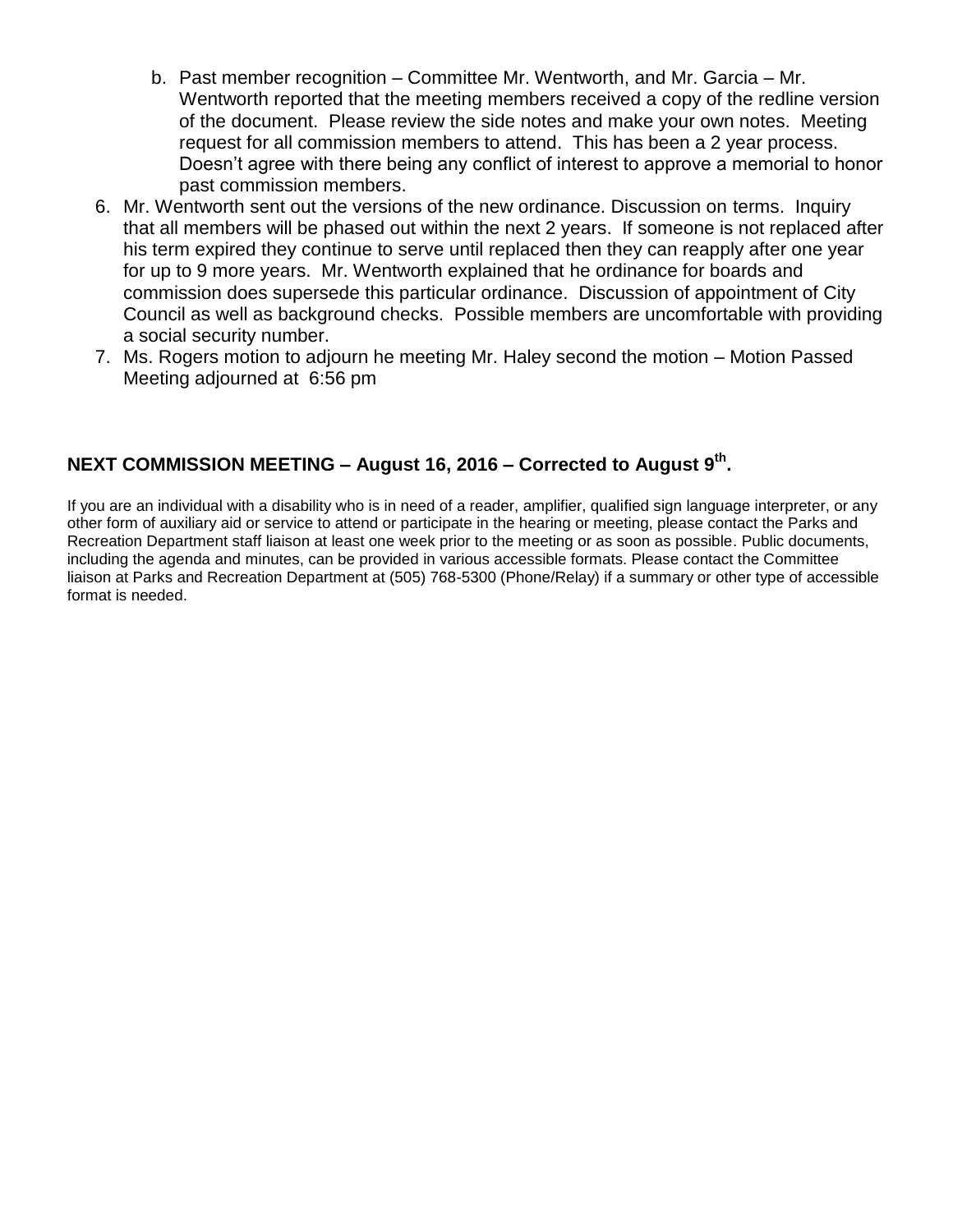b. Past member recognition – Committee Mr. Wentworth, and Mr. Garcia – Mr. Wentworth reported that the meeting members received a copy of the redline version of the document. Please review the side notes and make your own notes. Meeting request for all commission members to attend. This has been a 2 year process. Doesn't agree with there being any conflict of interest to approve a memorial to honor past commission members.

6. Mr. Wentworth sent out the versions of the new ordinance. Discussion on terms. Inquiry that all members will be phased out within the next 2 years. If someone is not replaced after his term expired they continue to serve until replaced then they can reapply after one year for up to 9 more years. Mr. Wentworth explained that he ordinance for boards and commission does supersede this particular ordinance. Discussion of appointment of City Council as well as background checks. Possible members are uncomfortable with providing a social security number.
7. Ms. Rogers motion to adjourn he meeting Mr. Haley second the motion – Motion Passed Meeting adjourned at 6:56 pm

**NEXT COMMISSION MEETING – August 16, 2016 – Corrected to August 9th.**

If you are an individual with a disability who is in need of a reader, amplifier, qualified sign language interpreter, or any other form of auxiliary aid or service to attend or participate in the hearing or meeting, please contact the Parks and Recreation Department staff liaison at least one week prior to the meeting or as soon as possible. Public documents, including the agenda and minutes, can be provided in various accessible formats. Please contact the Committee liaison at Parks and Recreation Department at (505) 768-5300 (Phone/Relay) if a summary or other type of accessible format is needed.